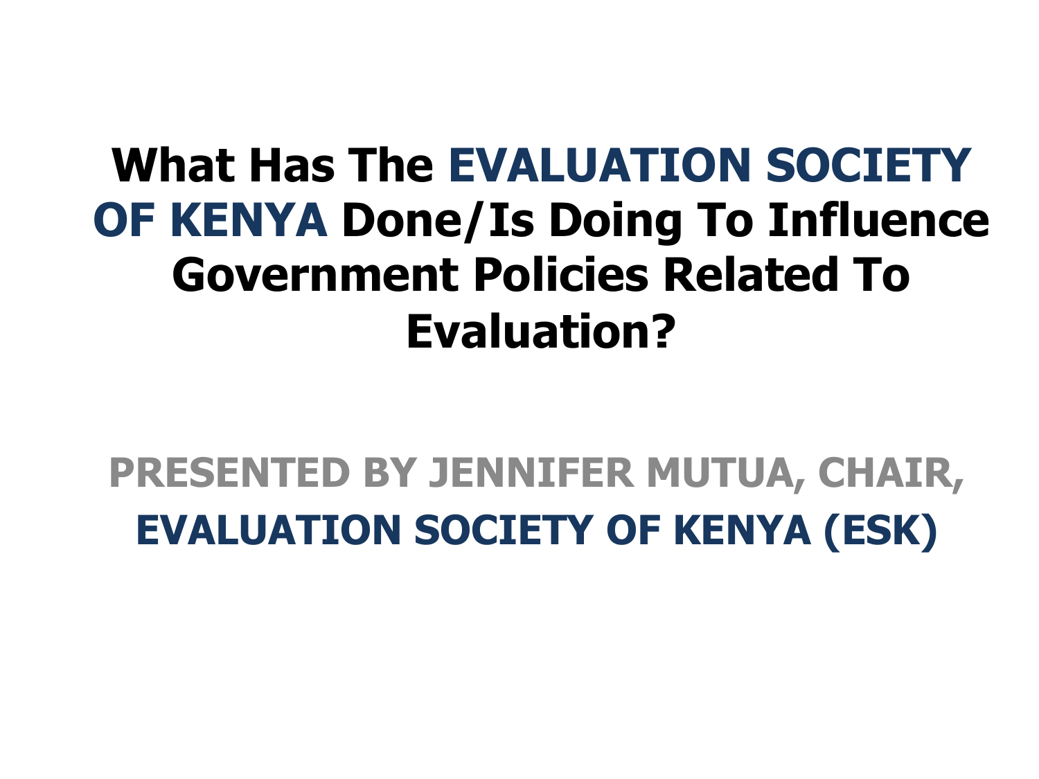# What Has The EVALUATION SOCIETY OF KENYA Done/Is Doing To Influence Government Policies Related To Evaluation?

**PRESENTED BY JENNIFER MUTUA, CHAIR,**

**EVALUATION SOCIETY OF KENYA (ESK)**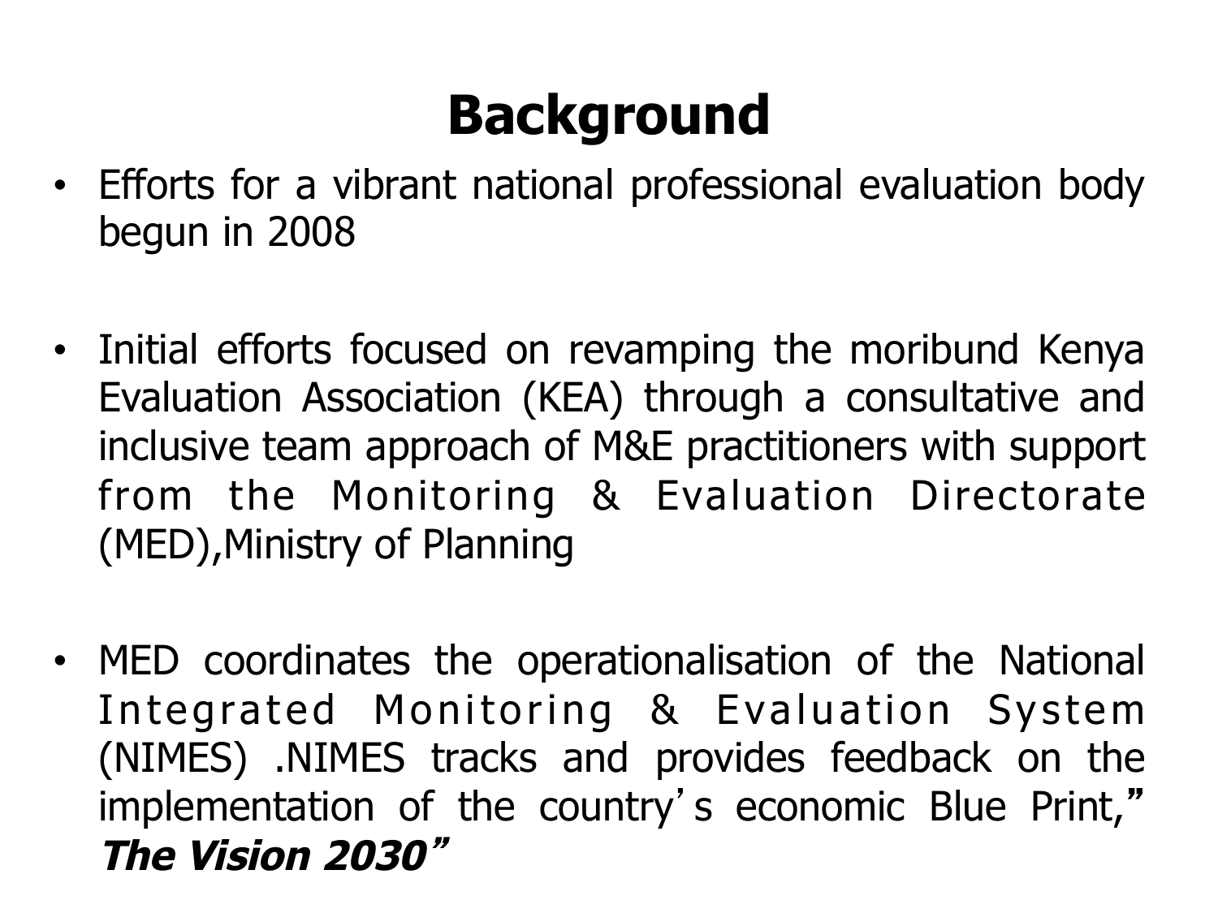# Background

- Efforts for a vibrant national professional evaluation body begun in 2008

- Initial efforts focused on revamping the moribund Kenya Evaluation Association (KEA) through a consultative and inclusive team approach of M&E practitioners with support from the Monitoring & Evaluation Directorate (MED),Ministry of Planning

- MED coordinates the operationalisation of the National Integrated Monitoring & Evaluation System (NIMES) .NIMES tracks and provides feedback on the implementation of the country's economic Blue Print," ***The Vision 2030***"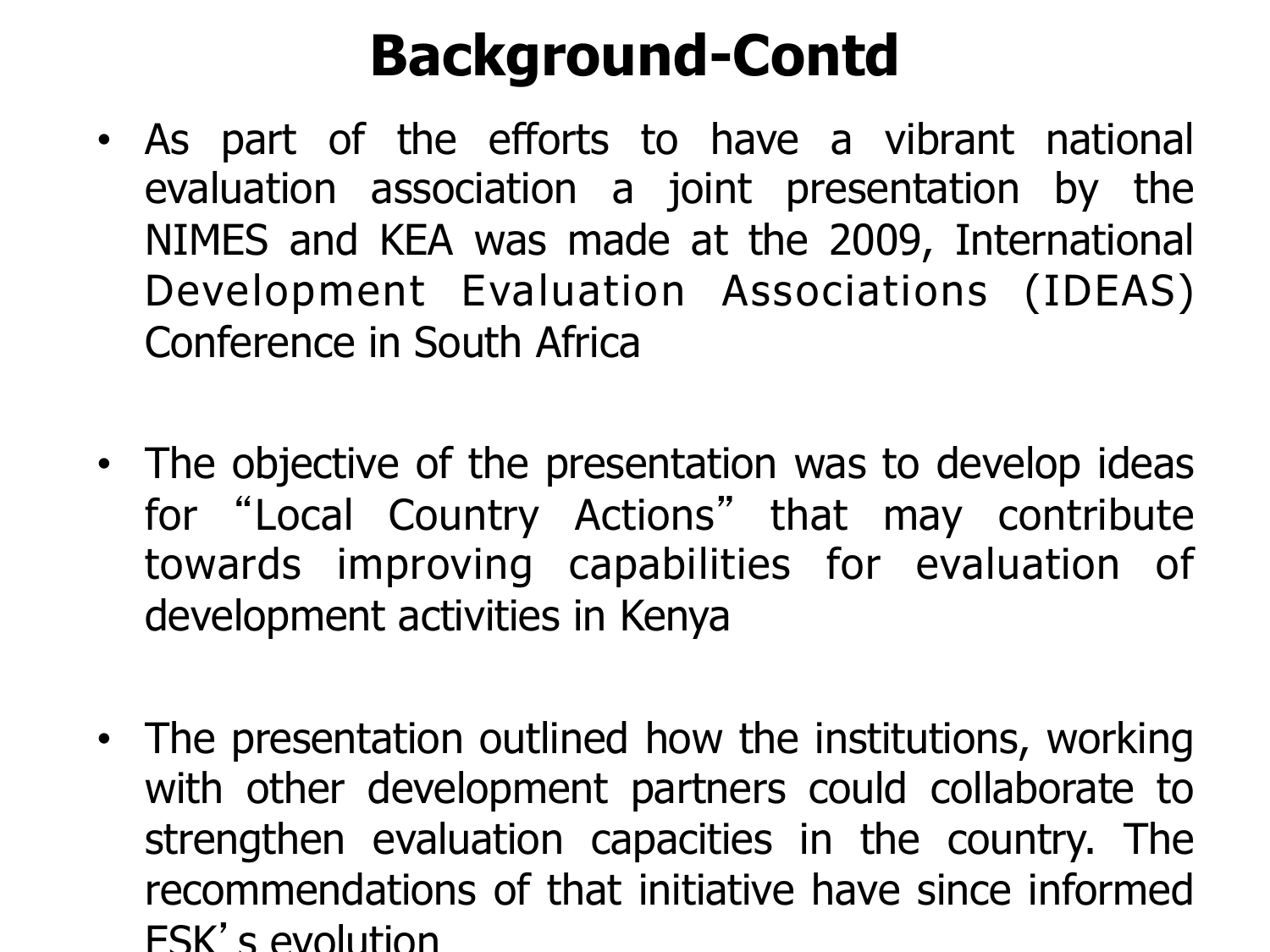# Background-Contd

- As part of the efforts to have a vibrant national evaluation association a joint presentation by the NIMES and KEA was made at the 2009, International Development Evaluation Associations (IDEAS) Conference in South Africa

- The objective of the presentation was to develop ideas for “Local Country Actions” that may contribute towards improving capabilities for evaluation of development activities in Kenya

- The presentation outlined how the institutions, working with other development partners could collaborate to strengthen evaluation capacities in the country. The recommendations of that initiative have since informed ESK’s evolution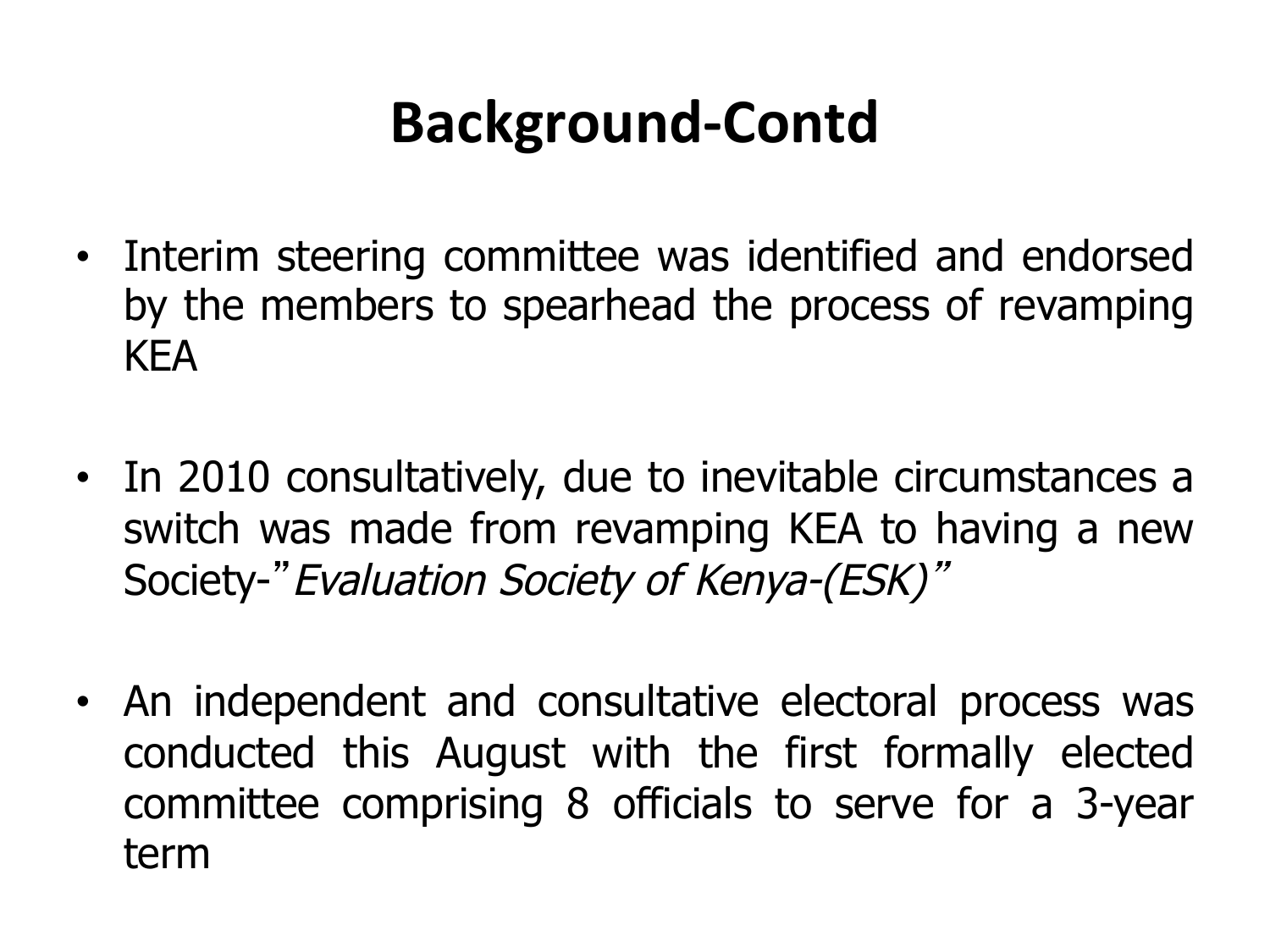# Background-Contd

- Interim steering committee was identified and endorsed by the members to spearhead the process of revamping KEA

- In 2010 consultatively, due to inevitable circumstances a switch was made from revamping KEA to having a new Society-"*Evaluation Society of Kenya-(ESK)*"

- An independent and consultative electoral process was conducted this August with the first formally elected committee comprising 8 officials to serve for a 3-year term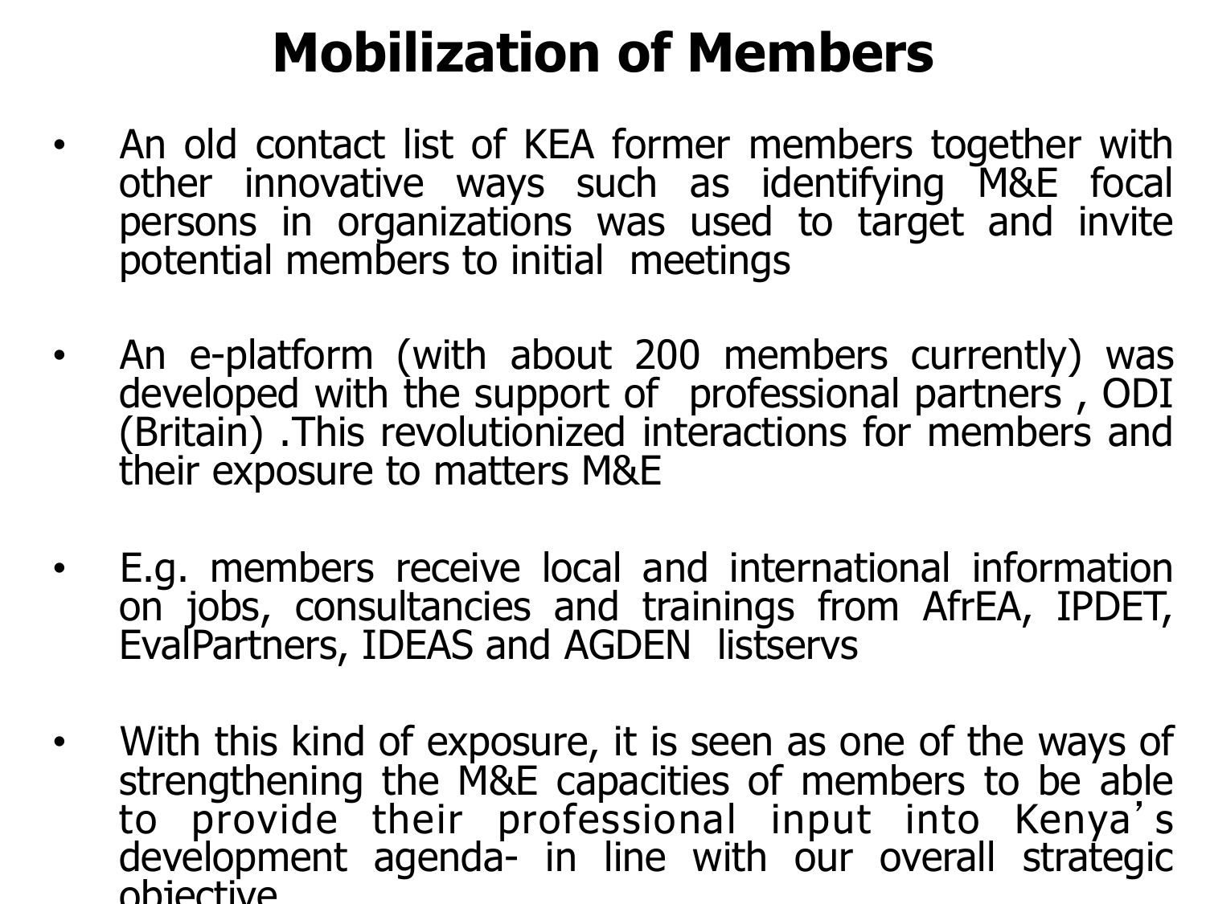# Mobilization of Members

- An old contact list of KEA former members together with other innovative ways such as identifying M&E focal persons in organizations was used to target and invite potential members to initial meetings

- An e-platform (with about 200 members currently) was developed with the support of professional partners , ODI (Britain) .This revolutionized interactions for members and their exposure to matters M&E

- E.g. members receive local and international information on jobs, consultancies and trainings from AfrEA, IPDET, EvalPartners, IDEAS and AGDEN listservs

- With this kind of exposure, it is seen as one of the ways of strengthening the M&E capacities of members to be able to provide their professional input into Kenya's development agenda- in line with our overall strategic objective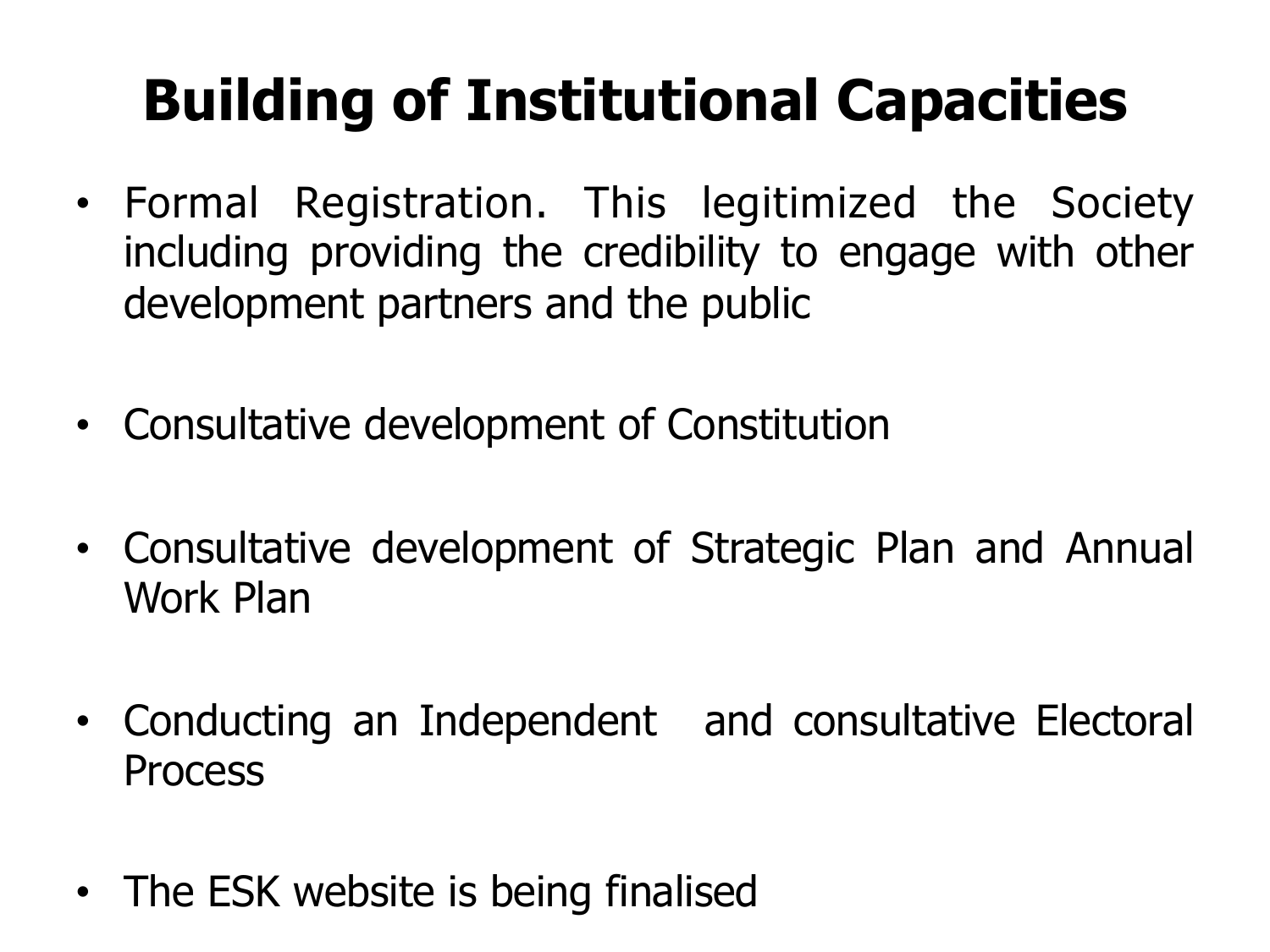# Building of Institutional Capacities

- Formal Registration. This legitimized the Society including providing the credibility to engage with other development partners and the public

- Consultative development of Constitution

- Consultative development of Strategic Plan and Annual Work Plan

- Conducting an Independent and consultative Electoral Process

- The ESK website is being finalised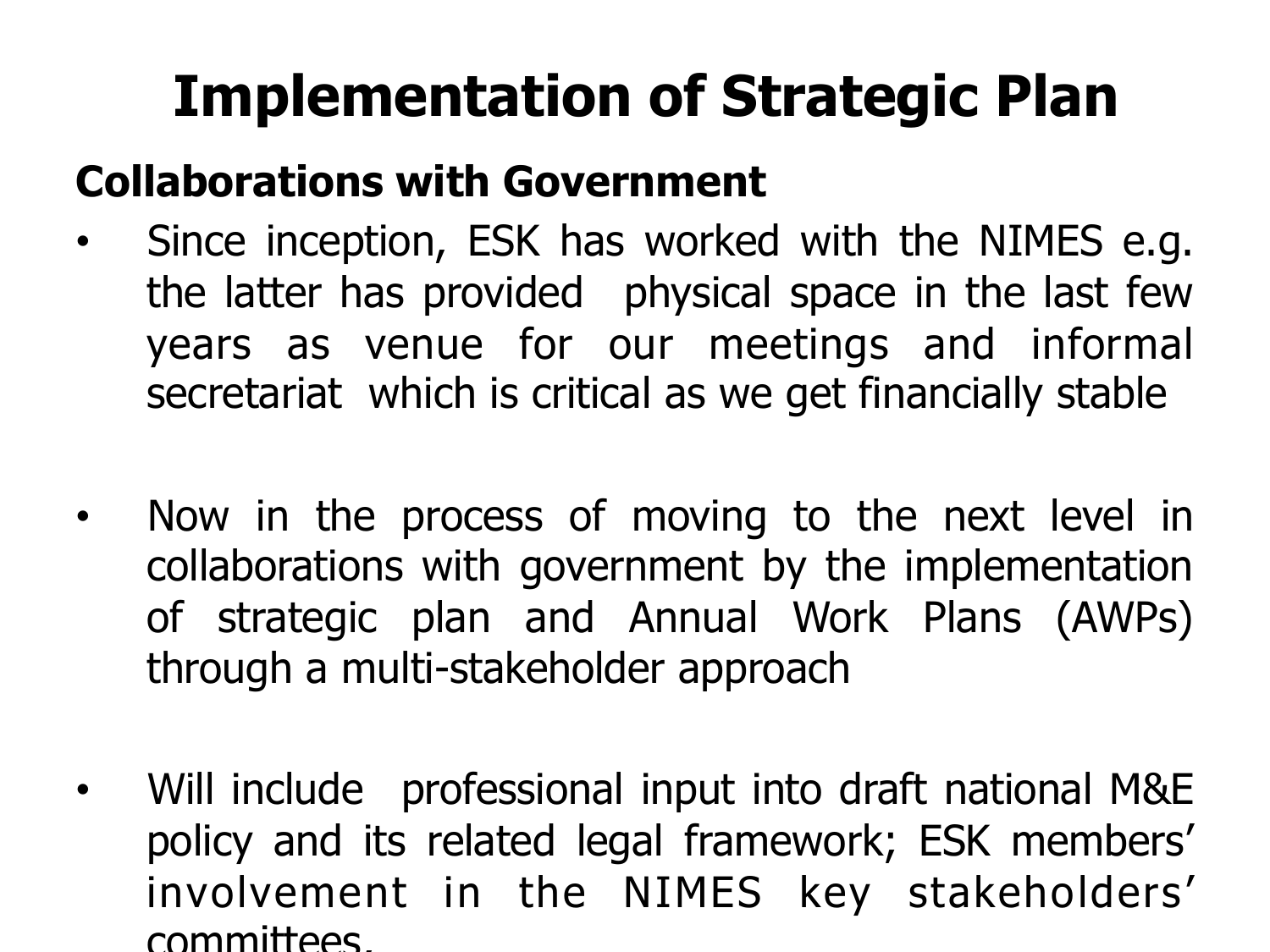# Implementation of Strategic Plan

**Collaborations with Government**

- Since inception, ESK has worked with the NIMES e.g. the latter has provided physical space in the last few years as venue for our meetings and informal secretariat which is critical as we get financially stable

- Now in the process of moving to the next level in collaborations with government by the implementation of strategic plan and Annual Work Plans (AWPs) through a multi-stakeholder approach

- Will include professional input into draft national M&E policy and its related legal framework; ESK members' involvement in the NIMES key stakeholders' committees.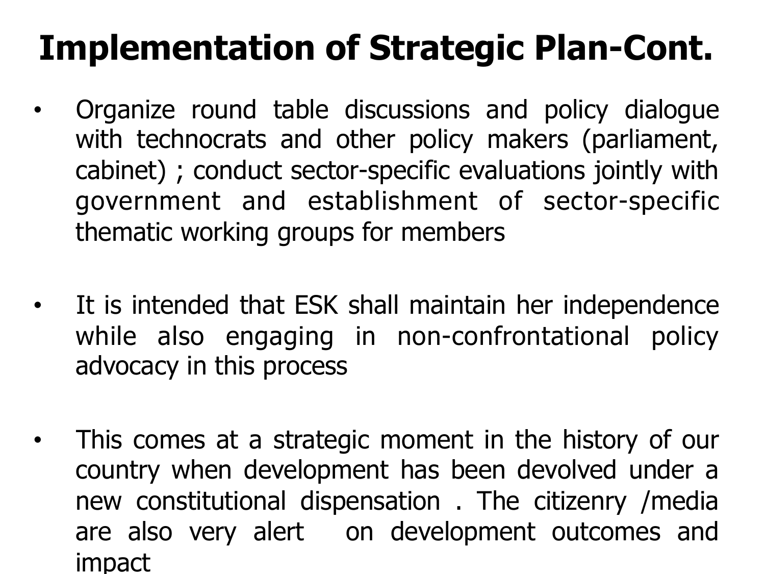# Implementation of Strategic Plan-Cont.

- Organize round table discussions and policy dialogue with technocrats and other policy makers (parliament, cabinet) ; conduct sector-specific evaluations jointly with government and establishment of sector-specific thematic working groups for members

- It is intended that ESK shall maintain her independence while also engaging in non-confrontational policy advocacy in this process

- This comes at a strategic moment in the history of our country when development has been devolved under a new constitutional dispensation . The citizenry /media are also very alert on development outcomes and impact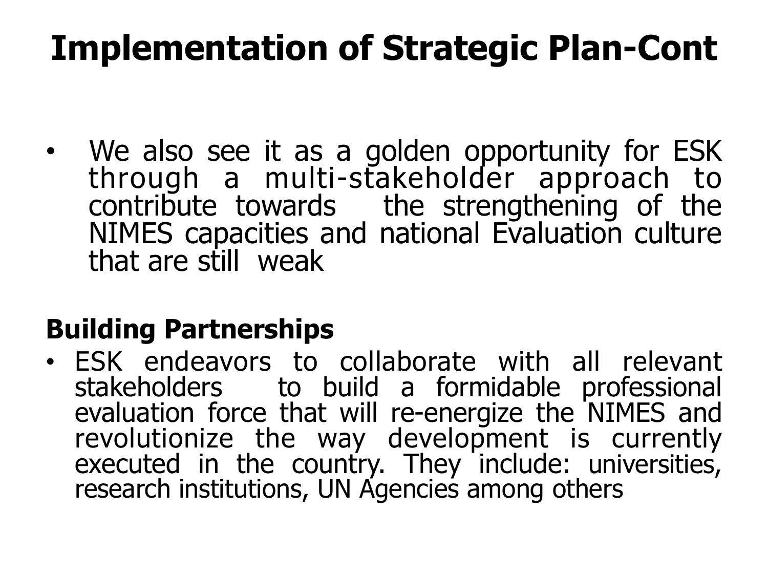# Implementation of Strategic Plan-Cont

- We also see it as a golden opportunity for ESK through a multi-stakeholder approach to contribute towards the strengthening of the NIMES capacities and national Evaluation culture that are still weak

**Building Partnerships**

- ESK endeavors to collaborate with all relevant stakeholders to build a formidable professional evaluation force that will re-energize the NIMES and revolutionize the way development is currently executed in the country. They include: universities, research institutions, UN Agencies among others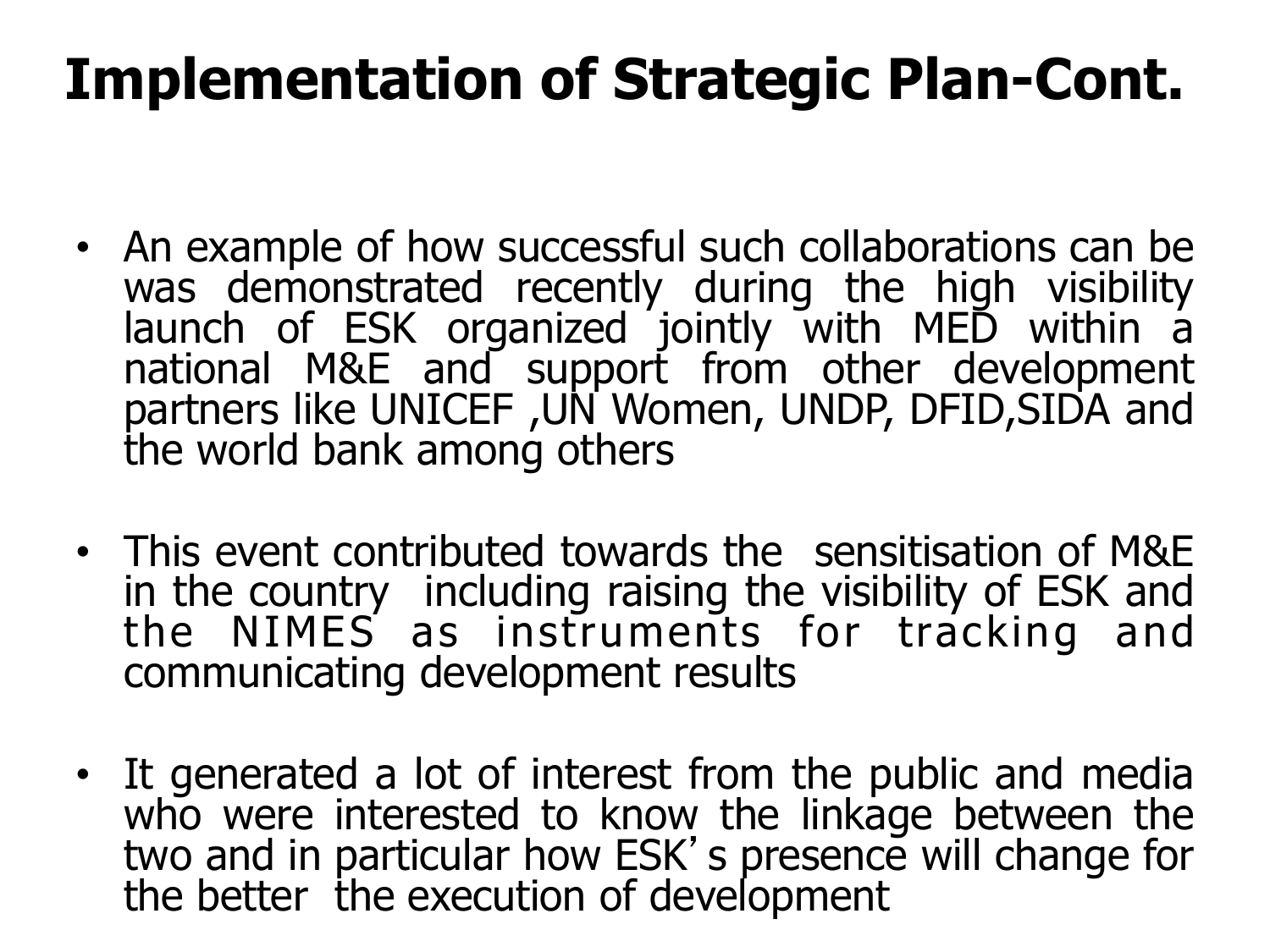# Implementation of Strategic Plan-Cont.

- An example of how successful such collaborations can be was demonstrated recently during the high visibility launch of ESK organized jointly with MED within a national M&E and support from other development partners like UNICEF ,UN Women, UNDP, DFID,SIDA and the world bank among others
- This event contributed towards the sensitisation of M&E in the country including raising the visibility of ESK and the NIMES as instruments for tracking and communicating development results
- It generated a lot of interest from the public and media who were interested to know the linkage between the two and in particular how ESK's presence will change for the better the execution of development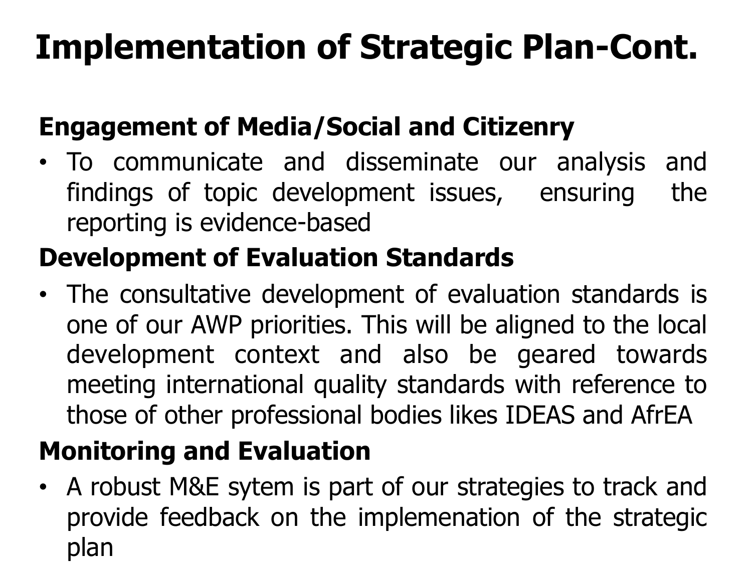# Implementation of Strategic Plan-Cont.

**Engagement of Media/Social and Citizenry**

- To communicate and disseminate our analysis and findings of topic development issues, ensuring the reporting is evidence-based

**Development of Evaluation Standards**

- The consultative development of evaluation standards is one of our AWP priorities. This will be aligned to the local development context and also be geared towards meeting international quality standards with reference to those of other professional bodies likes IDEAS and AfrEA

**Monitoring and Evaluation**

- A robust M&E sytem is part of our strategies to track and provide feedback on the implemenation of the strategic plan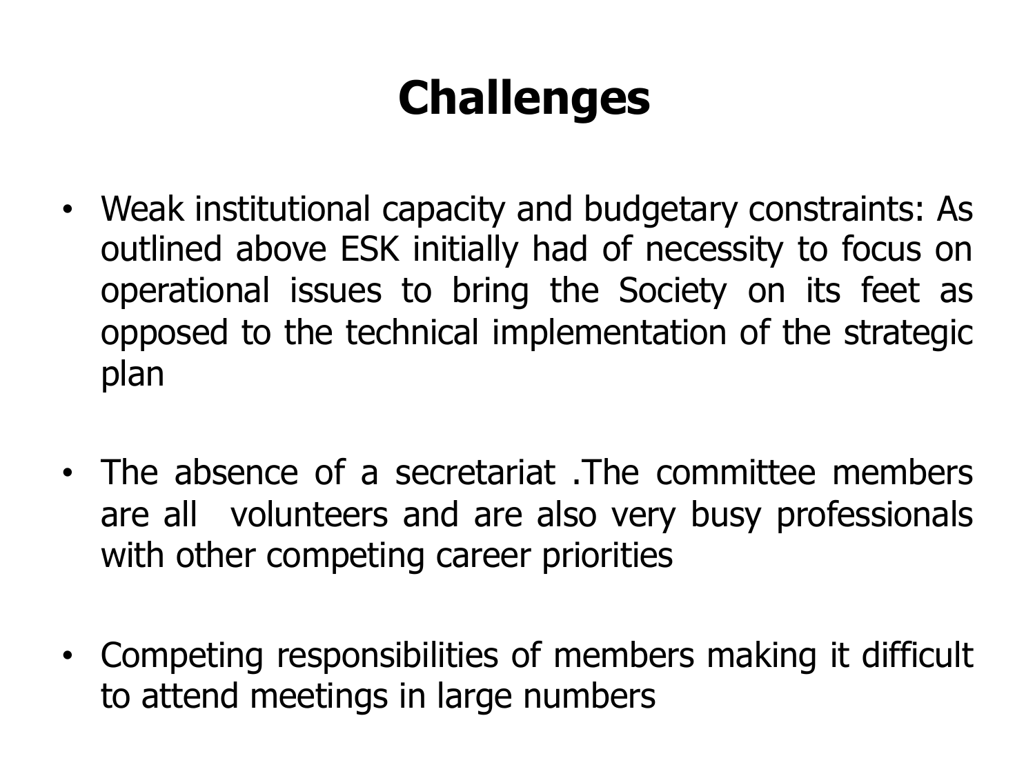# Challenges

- Weak institutional capacity and budgetary constraints: As outlined above ESK initially had of necessity to focus on operational issues to bring the Society on its feet as opposed to the technical implementation of the strategic plan

- The absence of a secretariat .The committee members are all volunteers and are also very busy professionals with other competing career priorities

- Competing responsibilities of members making it difficult to attend meetings in large numbers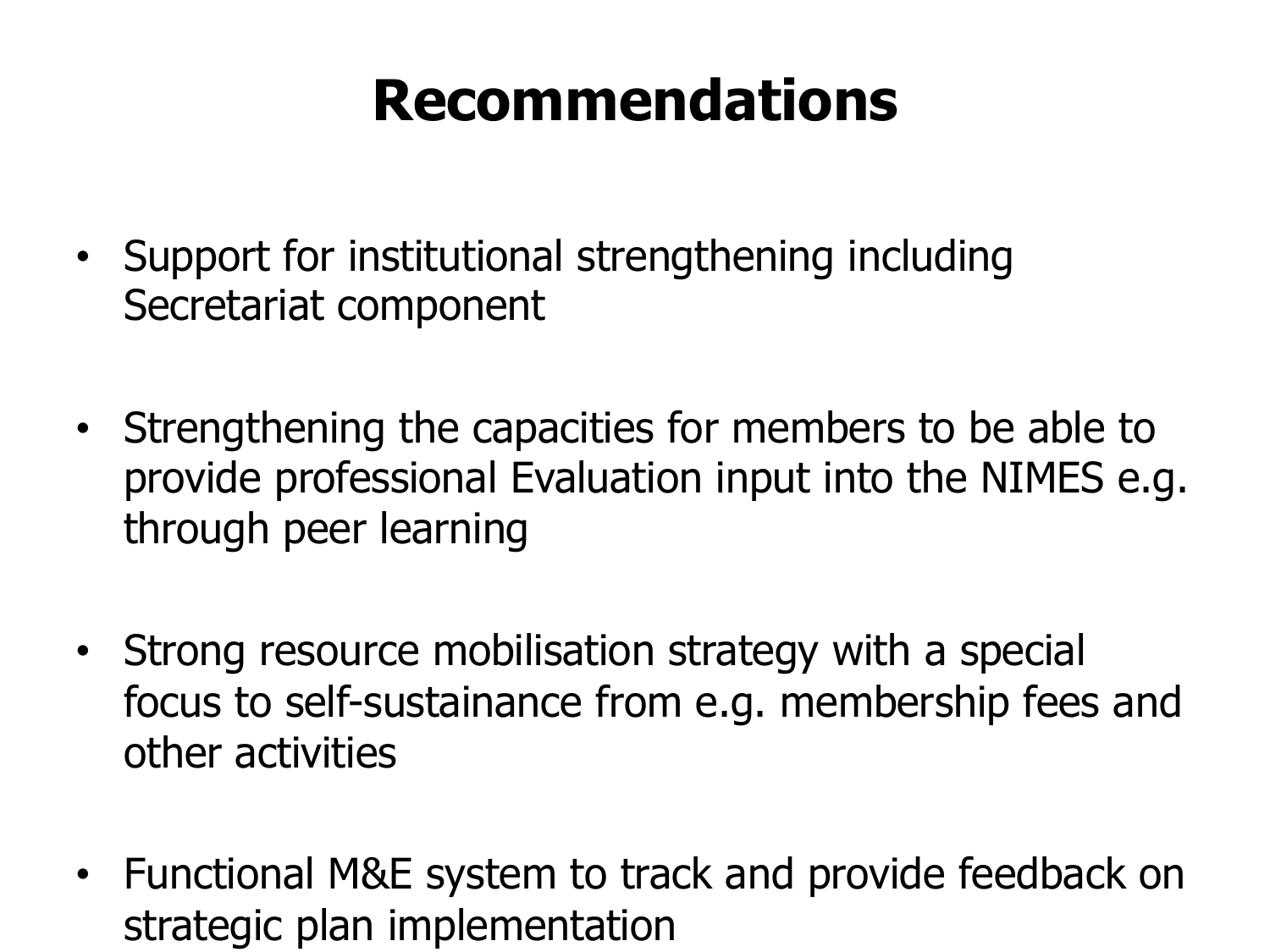# Recommendations

- Support for institutional strengthening including Secretariat component
- Strengthening the capacities for members to be able to provide professional Evaluation input into the NIMES e.g. through peer learning
- Strong resource mobilisation strategy with a special focus to self-sustainance from e.g. membership fees and other activities
- Functional M&E system to track and provide feedback on strategic plan implementation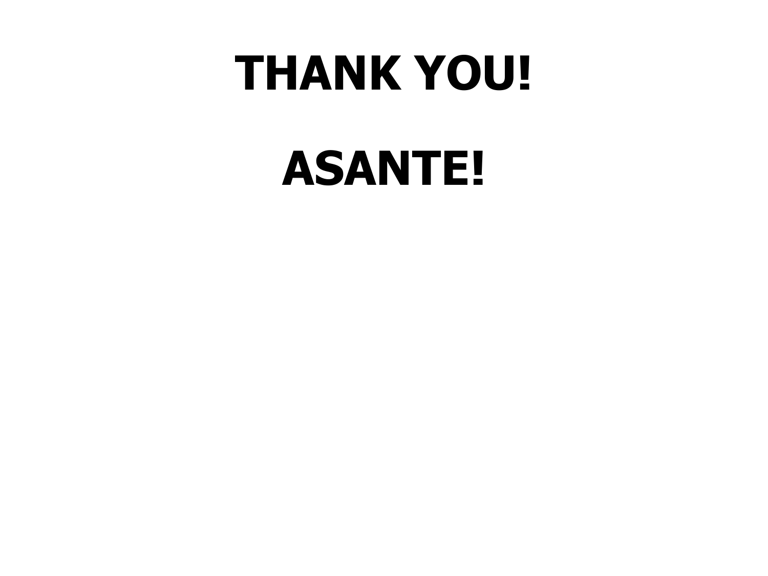# THANK YOU!

# ASANTE!